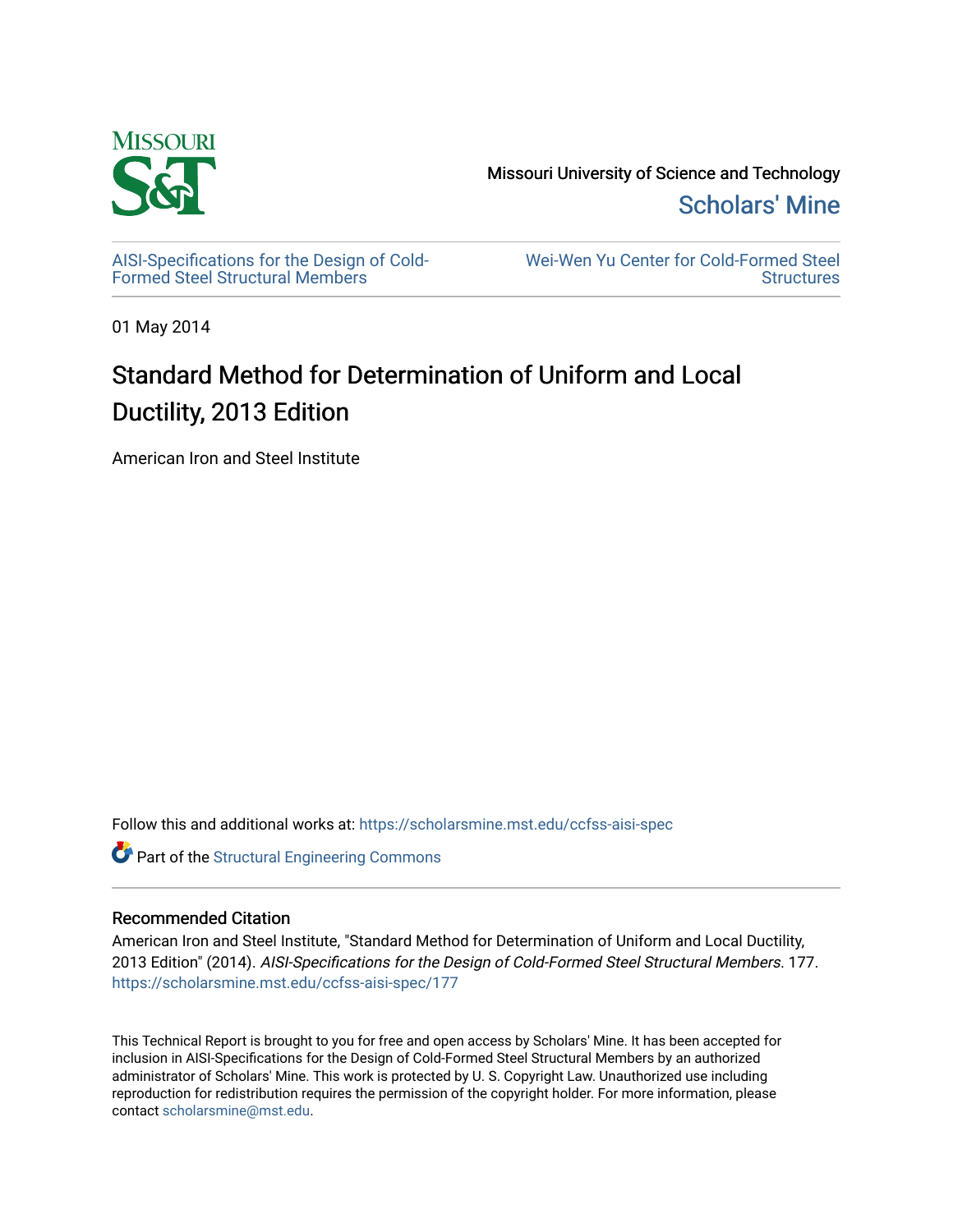Missouri University of Science and Technology

Scholars' Mine

AISI-Specifications for the Design of Cold-Formed Steel Structural Members

Wei-Wen Yu Center for Cold-Formed Steel Structures

01 May 2014

# Standard Method for Determination of Uniform and Local Ductility, 2013 Edition

American Iron and Steel Institute

Follow this and additional works at: https://scholarsmine.mst.edu/ccfss-aisi-spec

Part of the Structural Engineering Commons

## Recommended Citation

American Iron and Steel Institute, "Standard Method for Determination of Uniform and Local Ductility, 2013 Edition" (2014). *AISI-Specifications for the Design of Cold-Formed Steel Structural Members*. 177.
https://scholarsmine.mst.edu/ccfss-aisi-spec/177

This Technical Report is brought to you for free and open access by Scholars' Mine. It has been accepted for inclusion in AISI-Specifications for the Design of Cold-Formed Steel Structural Members by an authorized administrator of Scholars' Mine. This work is protected by U. S. Copyright Law. Unauthorized use including reproduction for redistribution requires the permission of the copyright holder. For more information, please contact scholarsmine@mst.edu.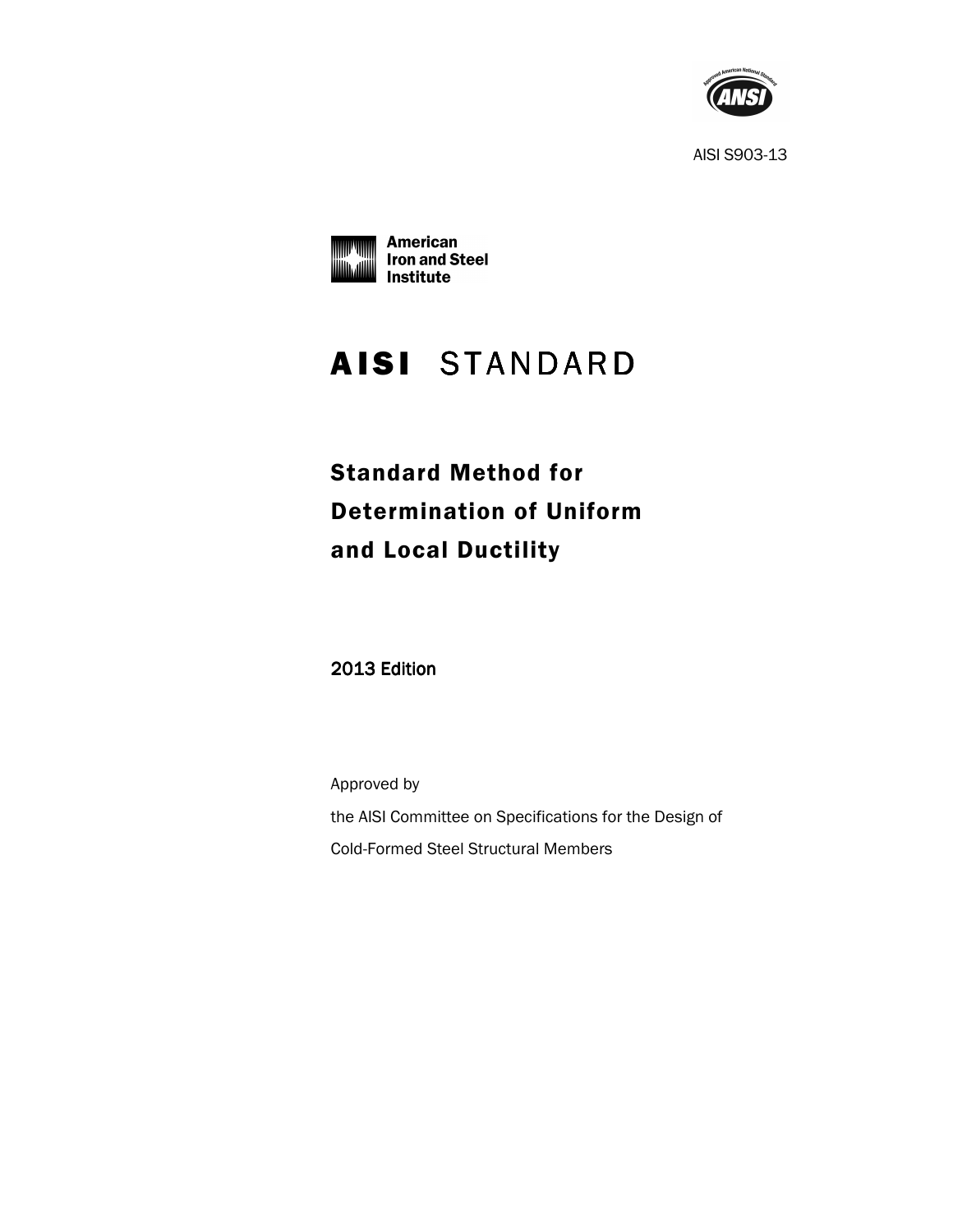AISI S903-13

American Iron and Steel Institute

# AISI STANDARD

## Standard Method for Determination of Uniform and Local Ductility

2013 Edition

Approved by

the AISI Committee on Specifications for the Design of

Cold-Formed Steel Structural Members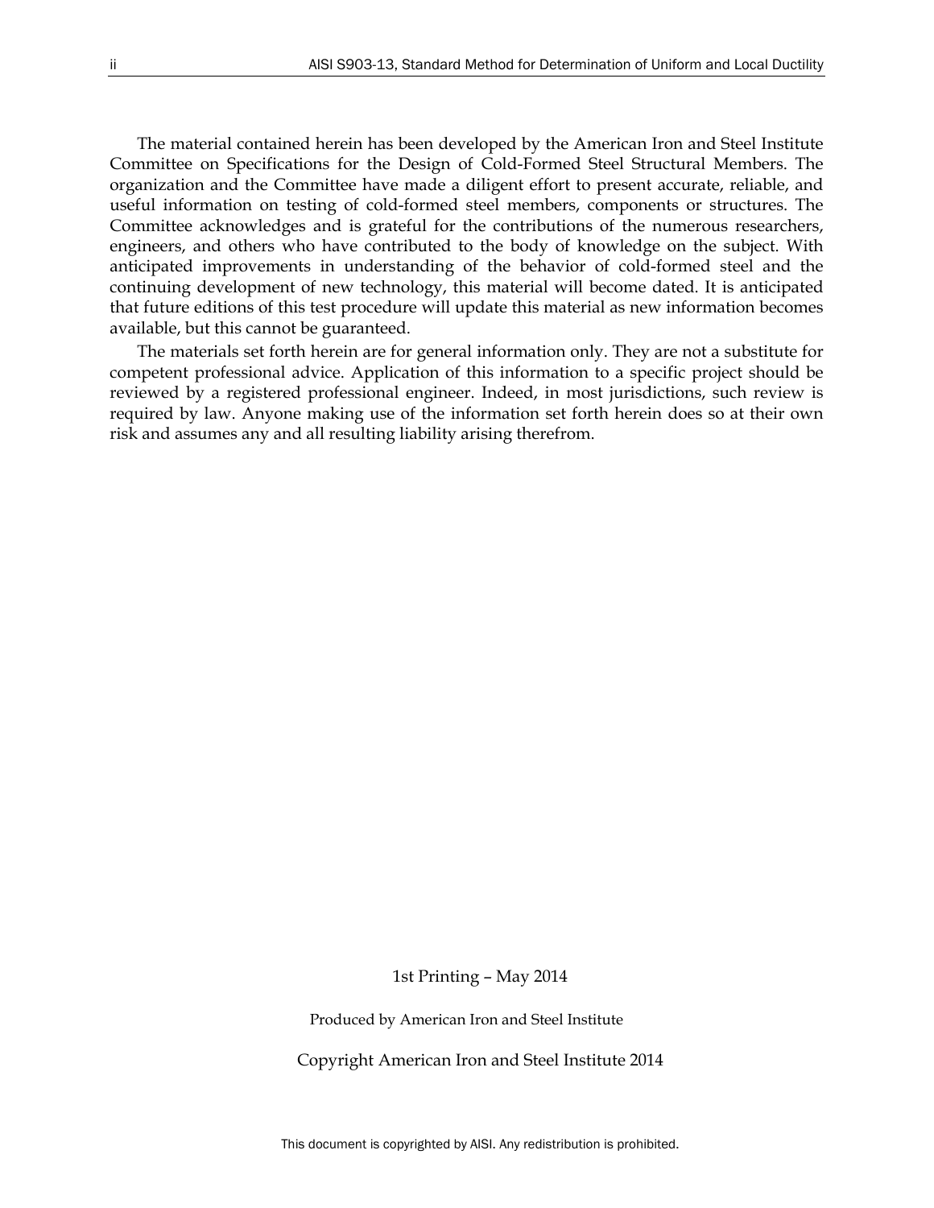The material contained herein has been developed by the American Iron and Steel Institute Committee on Specifications for the Design of Cold-Formed Steel Structural Members. The organization and the Committee have made a diligent effort to present accurate, reliable, and useful information on testing of cold-formed steel members, components or structures. The Committee acknowledges and is grateful for the contributions of the numerous researchers, engineers, and others who have contributed to the body of knowledge on the subject. With anticipated improvements in understanding of the behavior of cold-formed steel and the continuing development of new technology, this material will become dated. It is anticipated that future editions of this test procedure will update this material as new information becomes available, but this cannot be guaranteed.

The materials set forth herein are for general information only. They are not a substitute for competent professional advice. Application of this information to a specific project should be reviewed by a registered professional engineer. Indeed, in most jurisdictions, such review is required by law. Anyone making use of the information set forth herein does so at their own risk and assumes any and all resulting liability arising therefrom.

1st Printing – May 2014

Produced by American Iron and Steel Institute

Copyright American Iron and Steel Institute 2014

This document is copyrighted by AISI. Any redistribution is prohibited.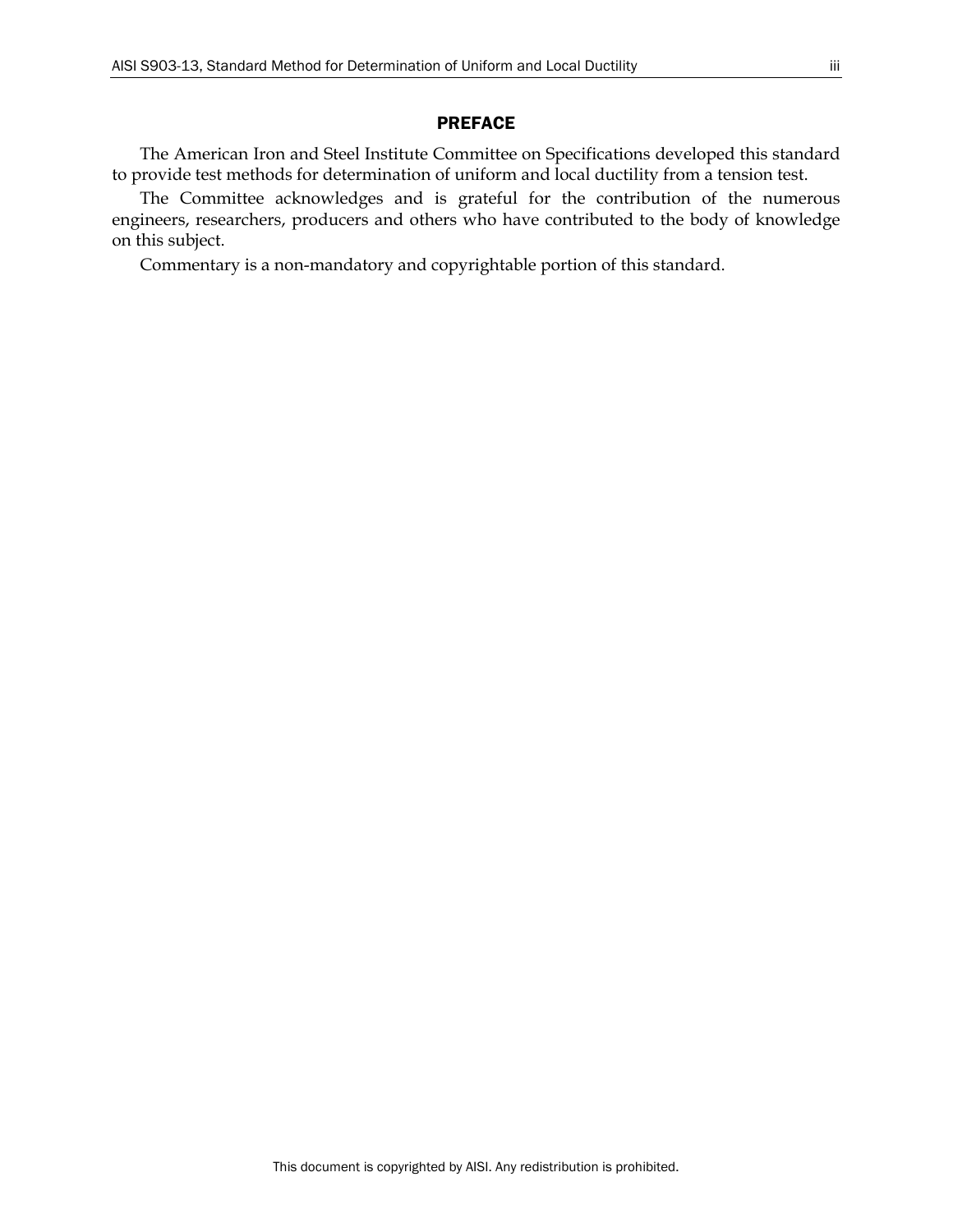# PREFACE

The American Iron and Steel Institute Committee on Specifications developed this standard to provide test methods for determination of uniform and local ductility from a tension test.

The Committee acknowledges and is grateful for the contribution of the numerous engineers, researchers, producers and others who have contributed to the body of knowledge on this subject.

Commentary is a non-mandatory and copyrightable portion of this standard.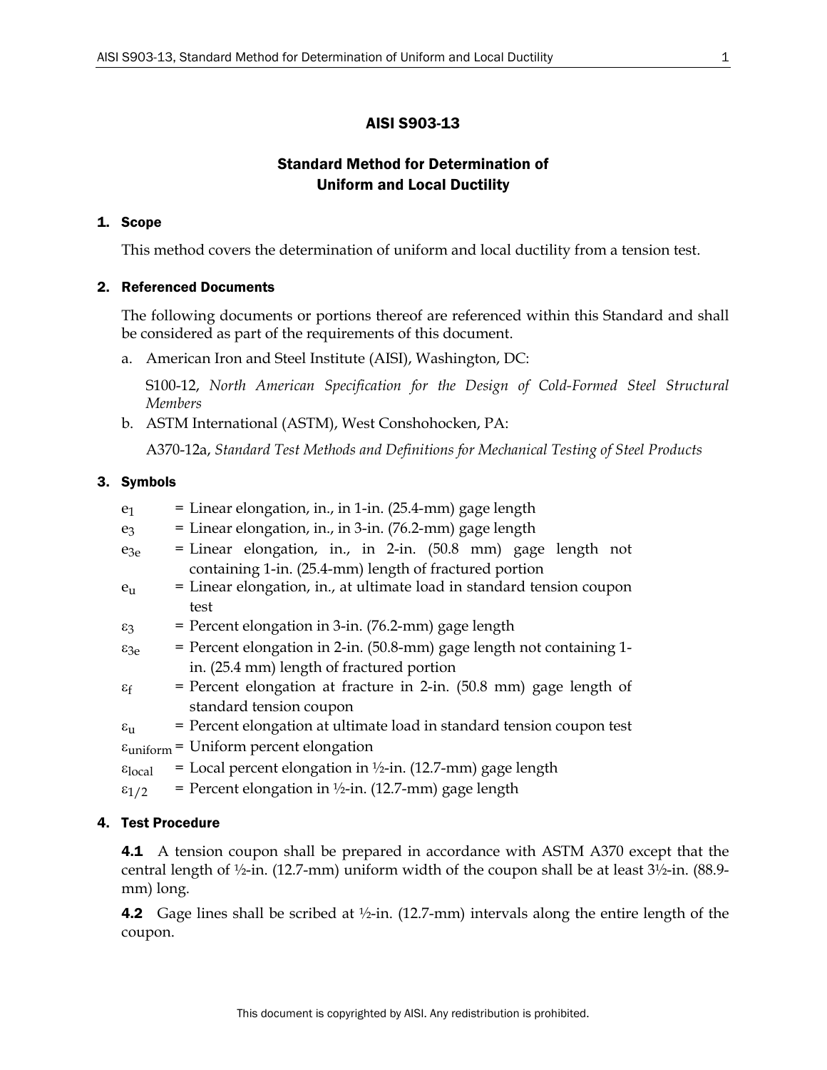# AISI S903-13

## Standard Method for Determination of Uniform and Local Ductility

### 1. Scope

This method covers the determination of uniform and local ductility from a tension test.

### 2. Referenced Documents

The following documents or portions thereof are referenced within this Standard and shall be considered as part of the requirements of this document.

a. American Iron and Steel Institute (AISI), Washington, DC:

   S100-12, *North American Specification for the Design of Cold-Formed Steel Structural Members*

b. ASTM International (ASTM), West Conshohocken, PA:

   A370-12a, *Standard Test Methods and Definitions for Mechanical Testing of Steel Products*

### 3. Symbols

$e_1$ = Linear elongation, in., in 1-in. (25.4-mm) gage length

$e_3$ = Linear elongation, in., in 3-in. (76.2-mm) gage length

$e_{3e}$ = Linear elongation, in., in 2-in. (50.8 mm) gage length not containing 1-in. (25.4-mm) length of fractured portion

$e_u$ = Linear elongation, in., at ultimate load in standard tension coupon test

$\varepsilon_3$ = Percent elongation in 3-in. (76.2-mm) gage length

$\varepsilon_{3e}$ = Percent elongation in 2-in. (50.8-mm) gage length not containing 1-in. (25.4 mm) length of fractured portion

$\varepsilon_f$ = Percent elongation at fracture in 2-in. (50.8 mm) gage length of standard tension coupon

$\varepsilon_u$ = Percent elongation at ultimate load in standard tension coupon test

$\varepsilon_{uniform}$ = Uniform percent elongation

$\varepsilon_{local}$ = Local percent elongation in ½-in. (12.7-mm) gage length

$\varepsilon_{1/2}$ = Percent elongation in ½-in. (12.7-mm) gage length

### 4. Test Procedure

**4.1** A tension coupon shall be prepared in accordance with ASTM A370 except that the central length of ½-in. (12.7-mm) uniform width of the coupon shall be at least 3½-in. (88.9-mm) long.

**4.2** Gage lines shall be scribed at ½-in. (12.7-mm) intervals along the entire length of the coupon.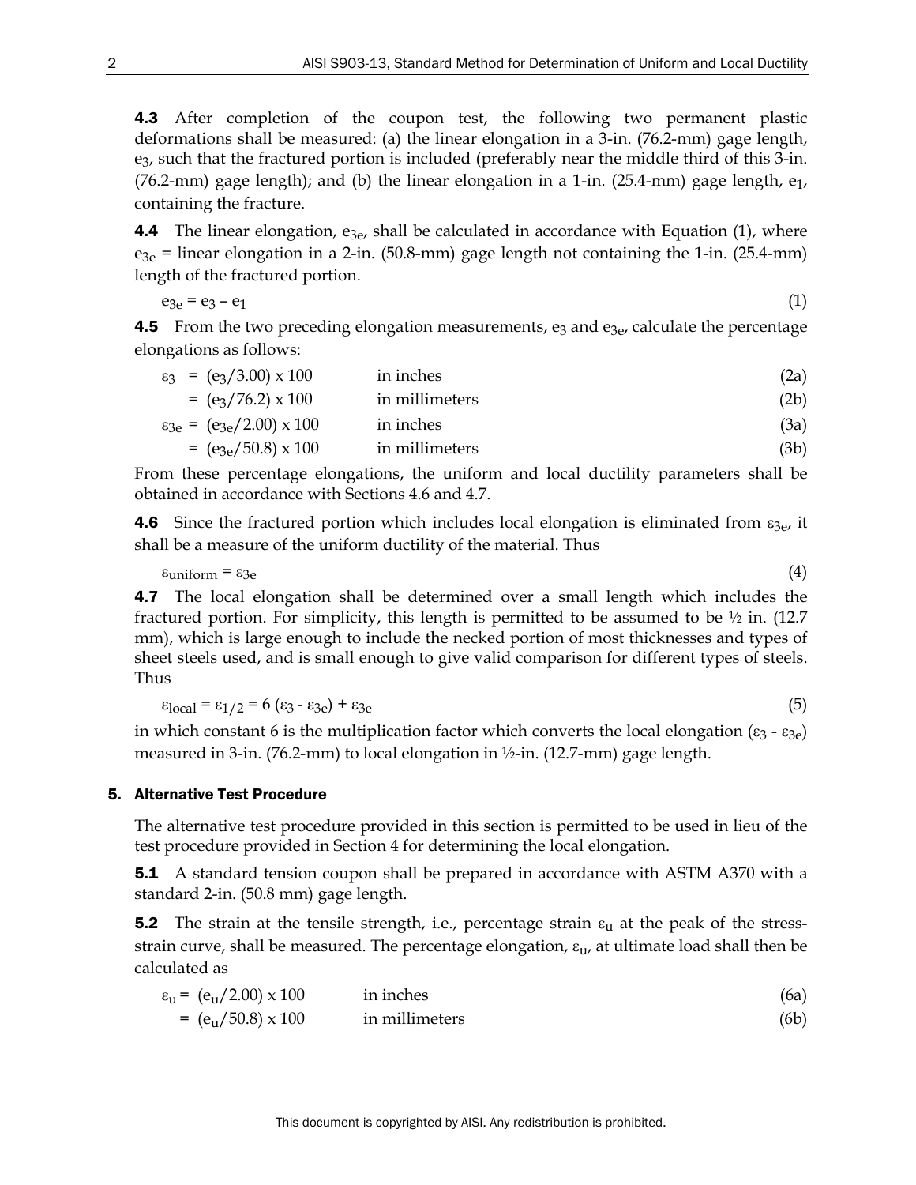**4.3** After completion of the coupon test, the following two permanent plastic deformations shall be measured: (a) the linear elongation in a 3-in. (76.2-mm) gage length, $e_3$, such that the fractured portion is included (preferably near the middle third of this 3-in. (76.2-mm) gage length); and (b) the linear elongation in a 1-in. (25.4-mm) gage length, $e_1$, containing the fracture.

**4.4** The linear elongation, $e_{3e}$, shall be calculated in accordance with Equation (1), where $e_{3e}$ = linear elongation in a 2-in. (50.8-mm) gage length not containing the 1-in. (25.4-mm) length of the fractured portion.

$$e_{3e} = e_3 - e_1 \tag{1}$$

**4.5** From the two preceding elongation measurements, $e_3$ and $e_{3e}$, calculate the percentage elongations as follows:

$$\varepsilon_3 = (e_3/3.00) \times 100 \quad \text{in inches} \tag{2a}$$

$$= (e_3/76.2) \times 100 \quad \text{in millimeters} \tag{2b}$$

$$\varepsilon_{3e} = (e_{3e}/2.00) \times 100 \quad \text{in inches} \tag{3a}$$

$$= (e_{3e}/50.8) \times 100 \quad \text{in millimeters} \tag{3b}$$

From these percentage elongations, the uniform and local ductility parameters shall be obtained in accordance with Sections 4.6 and 4.7.

**4.6** Since the fractured portion which includes local elongation is eliminated from $\varepsilon_{3e}$, it shall be a measure of the uniform ductility of the material. Thus

$$\varepsilon_{uniform} = \varepsilon_{3e} \tag{4}$$

**4.7** The local elongation shall be determined over a small length which includes the fractured portion. For simplicity, this length is permitted to be assumed to be ½ in. (12.7 mm), which is large enough to include the necked portion of most thicknesses and types of sheet steels used, and is small enough to give valid comparison for different types of steels. Thus

$$\varepsilon_{local} = \varepsilon_{1/2} = 6\,(\varepsilon_3 - \varepsilon_{3e}) + \varepsilon_{3e} \tag{5}$$

in which constant 6 is the multiplication factor which converts the local elongation ($\varepsilon_3$ - $\varepsilon_{3e}$) measured in 3-in. (76.2-mm) to local elongation in ½-in. (12.7-mm) gage length.

## 5. Alternative Test Procedure

The alternative test procedure provided in this section is permitted to be used in lieu of the test procedure provided in Section 4 for determining the local elongation.

**5.1** A standard tension coupon shall be prepared in accordance with ASTM A370 with a standard 2-in. (50.8 mm) gage length.

**5.2** The strain at the tensile strength, i.e., percentage strain $\varepsilon_u$ at the peak of the stress-strain curve, shall be measured. The percentage elongation, $\varepsilon_u$, at ultimate load shall then be calculated as

$$\varepsilon_u = (e_u/2.00) \times 100 \quad \text{in inches} \tag{6a}$$

$$= (e_u/50.8) \times 100 \quad \text{in millimeters} \tag{6b}$$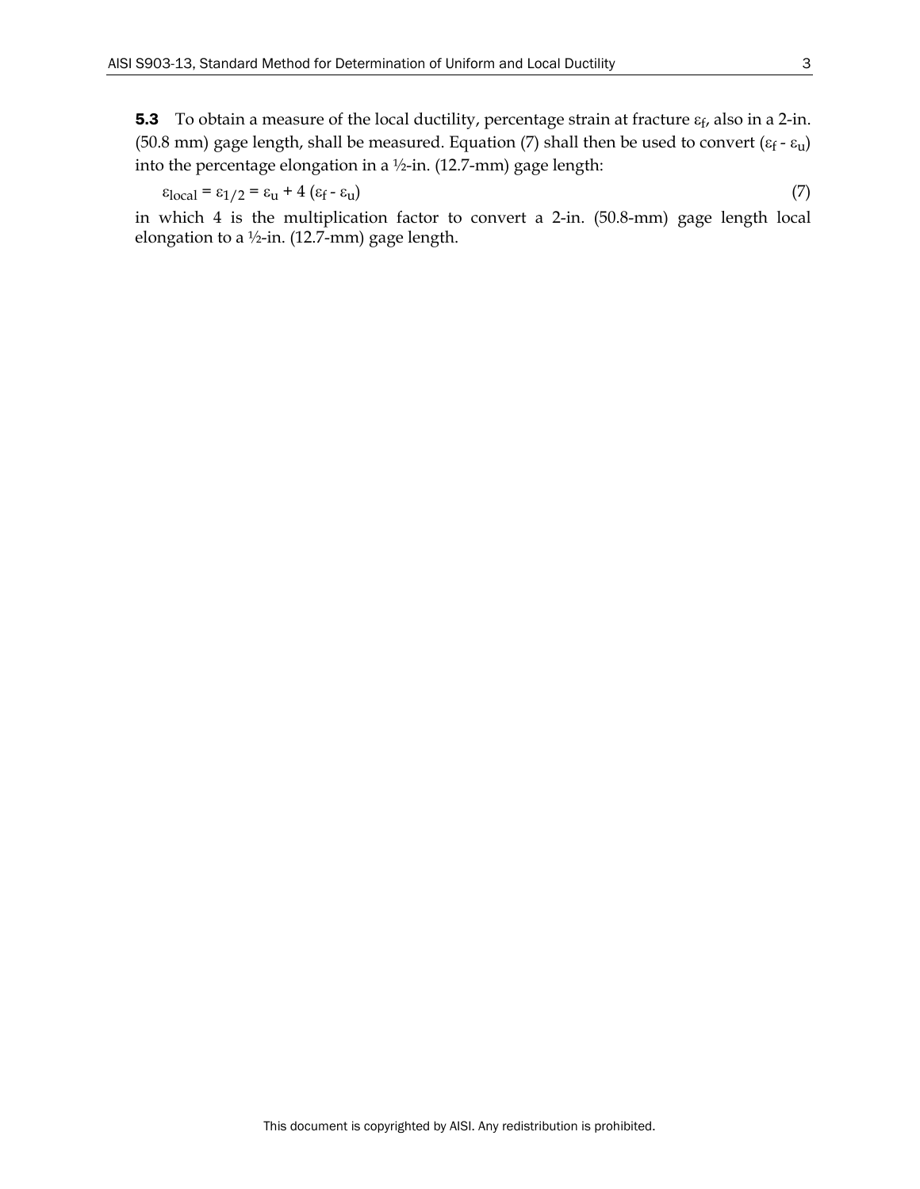**5.3** To obtain a measure of the local ductility, percentage strain at fracture $\varepsilon_f$, also in a 2-in. (50.8 mm) gage length, shall be measured. Equation (7) shall then be used to convert ($\varepsilon_f$ - $\varepsilon_u$) into the percentage elongation in a ½-in. (12.7-mm) gage length:

$$\varepsilon_{local} = \varepsilon_{1/2} = \varepsilon_u + 4\,(\varepsilon_f - \varepsilon_u) \qquad (7)$$

in which 4 is the multiplication factor to convert a 2-in. (50.8-mm) gage length local elongation to a ½-in. (12.7-mm) gage length.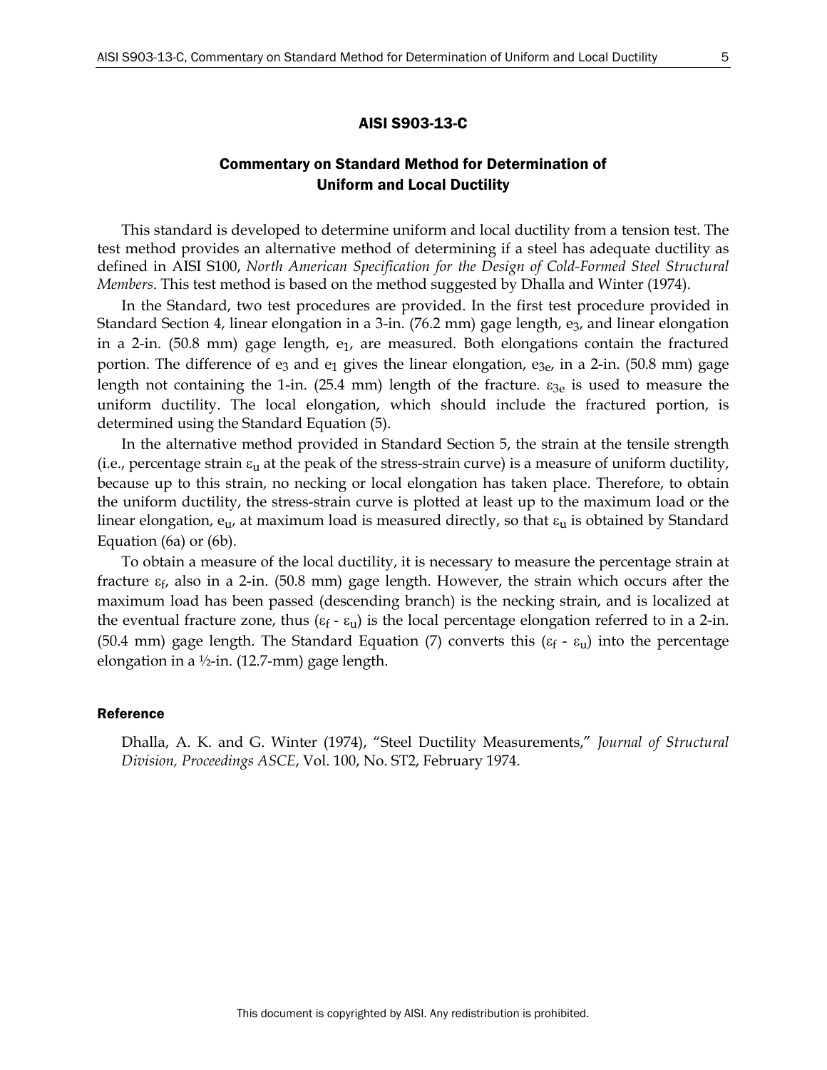## AISI S903-13-C

## Commentary on Standard Method for Determination of Uniform and Local Ductility

This standard is developed to determine uniform and local ductility from a tension test. The test method provides an alternative method of determining if a steel has adequate ductility as defined in AISI S100, *North American Specification for the Design of Cold-Formed Steel Structural Members*. This test method is based on the method suggested by Dhalla and Winter (1974).

In the Standard, two test procedures are provided. In the first test procedure provided in Standard Section 4, linear elongation in a 3-in. (76.2 mm) gage length, $e_3$, and linear elongation in a 2-in. (50.8 mm) gage length, $e_1$, are measured. Both elongations contain the fractured portion. The difference of $e_3$ and $e_1$ gives the linear elongation, $e_{3e}$, in a 2-in. (50.8 mm) gage length not containing the 1-in. (25.4 mm) length of the fracture. $\varepsilon_{3e}$ is used to measure the uniform ductility. The local elongation, which should include the fractured portion, is determined using the Standard Equation (5).

In the alternative method provided in Standard Section 5, the strain at the tensile strength (i.e., percentage strain $\varepsilon_u$ at the peak of the stress-strain curve) is a measure of uniform ductility, because up to this strain, no necking or local elongation has taken place. Therefore, to obtain the uniform ductility, the stress-strain curve is plotted at least up to the maximum load or the linear elongation, $e_u$, at maximum load is measured directly, so that $\varepsilon_u$ is obtained by Standard Equation (6a) or (6b).

To obtain a measure of the local ductility, it is necessary to measure the percentage strain at fracture $\varepsilon_f$, also in a 2-in. (50.8 mm) gage length. However, the strain which occurs after the maximum load has been passed (descending branch) is the necking strain, and is localized at the eventual fracture zone, thus ($\varepsilon_f$ - $\varepsilon_u$) is the local percentage elongation referred to in a 2-in. (50.4 mm) gage length. The Standard Equation (7) converts this ($\varepsilon_f$ - $\varepsilon_u$) into the percentage elongation in a ½-in. (12.7-mm) gage length.

### Reference

Dhalla, A. K. and G. Winter (1974), "Steel Ductility Measurements," *Journal of Structural Division, Proceedings ASCE*, Vol. 100, No. ST2, February 1974.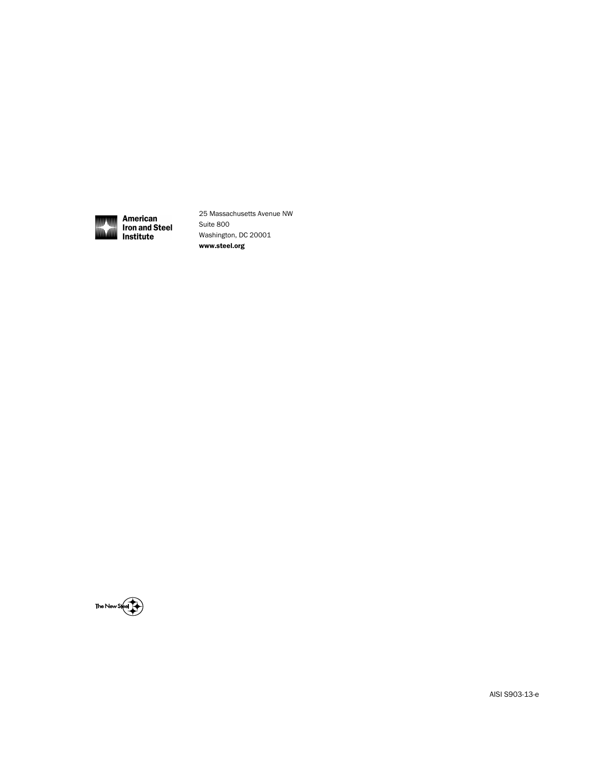American Iron and Steel Institute

25 Massachusetts Avenue NW
Suite 800
Washington, DC 20001
**www.steel.org**

The New Steel

AISI S903-13-e